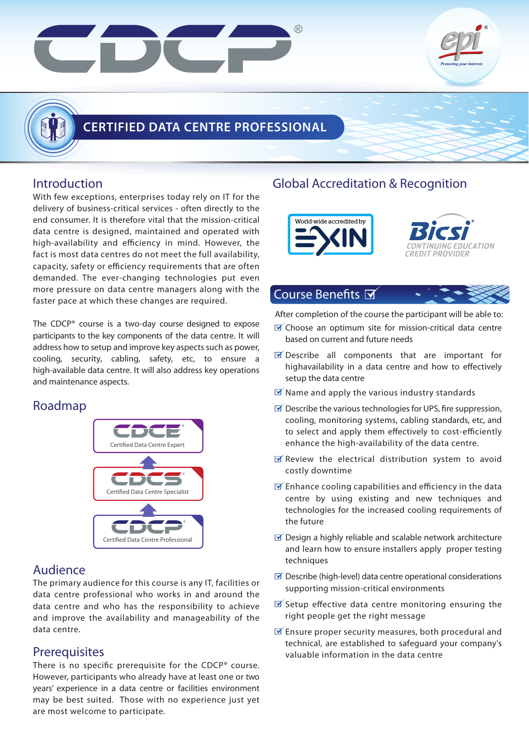# CDCP®

## CERTIFIED DATA CENTRE PROFESSIONAL

## Introduction

With few exceptions, enterprises today rely on IT for the delivery of business-critical services - often directly to the end consumer. It is therefore vital that the mission-critical data centre is designed, maintained and operated with high-availability and efficiency in mind. However, the fact is most data centres do not meet the full availability, capacity, safety or efficiency requirements that are often demanded. The ever-changing technologies put even more pressure on data centre managers along with the faster pace at which these changes are required.

The CDCP® course is a two-day course designed to expose participants to the key components of the data centre. It will address how to setup and improve key aspects such as power, cooling, security, cabling, safety, etc, to ensure a high-available data centre. It will also address key operations and maintenance aspects.

## Roadmap

- CDCE® – Certified Data Centre Expert
- CDCS® – Certified Data Centre Specialist
- CDCP® – Certified Data Centre Professional

## Audience

The primary audience for this course is any IT, facilities or data centre professional who works in and around the data centre and who has the responsibility to achieve and improve the availability and manageability of the data centre.

## Prerequisites

There is no specific prerequisite for the CDCP® course. However, participants who already have at least one or two years' experience in a data centre or facilities environment may be best suited. Those with no experience just yet are most welcome to participate.

## Global Accreditation & Recognition

World-wide accredited by EXIN

BICSI® CONTINUING EDUCATION CREDIT PROVIDER

## Course Benefits

After completion of the course the participant will be able to:

- Choose an optimum site for mission-critical data centre based on current and future needs
- Describe all components that are important for highavailability in a data centre and how to effectively setup the data centre
- Name and apply the various industry standards
- Describe the various technologies for UPS, fire suppression, cooling, monitoring systems, cabling standards, etc, and to select and apply them effectively to cost-efficiently enhance the high-availability of the data centre.
- Review the electrical distribution system to avoid costly downtime
- Enhance cooling capabilities and efficiency in the data centre by using existing and new techniques and technologies for the increased cooling requirements of the future
- Design a highly reliable and scalable network architecture and learn how to ensure installers apply proper testing techniques
- Describe (high-level) data centre operational considerations supporting mission-critical environments
- Setup effective data centre monitoring ensuring the right people get the right message
- Ensure proper security measures, both procedural and technical, are established to safeguard your company's valuable information in the data centre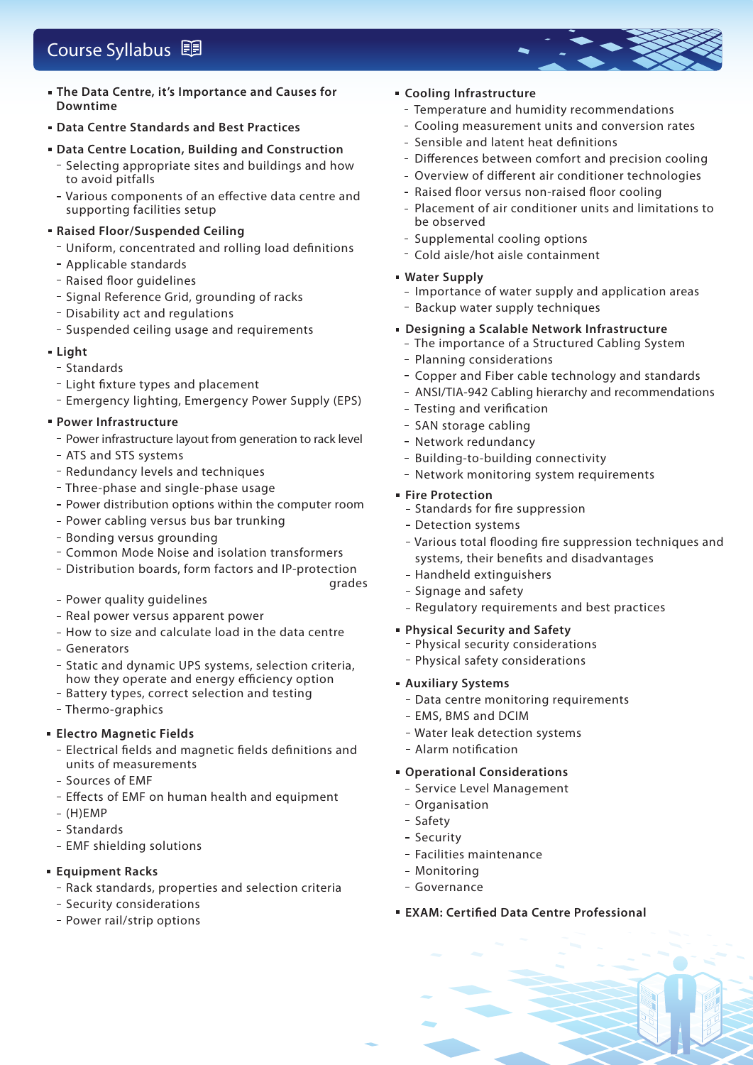## Course Syllabus

- **The Data Centre, it's Importance and Causes for Downtime**
- **Data Centre Standards and Best Practices**
- **Data Centre Location, Building and Construction**
  - Selecting appropriate sites and buildings and how to avoid pitfalls
  - Various components of an effective data centre and supporting facilities setup
- **Raised Floor/Suspended Ceiling**
  - Uniform, concentrated and rolling load definitions
  - Applicable standards
  - Raised floor guidelines
  - Signal Reference Grid, grounding of racks
  - Disability act and regulations
  - Suspended ceiling usage and requirements
- **Light**
  - Standards
  - Light fixture types and placement
  - Emergency lighting, Emergency Power Supply (EPS)
- **Power Infrastructure**
  - Power infrastructure layout from generation to rack level
  - ATS and STS systems
  - Redundancy levels and techniques
  - Three-phase and single-phase usage
  - Power distribution options within the computer room
  - Power cabling versus bus bar trunking
  - Bonding versus grounding
  - Common Mode Noise and isolation transformers
  - Distribution boards, form factors and IP-protection grades
  - Power quality guidelines
  - Real power versus apparent power
  - How to size and calculate load in the data centre
  - Generators
  - Static and dynamic UPS systems, selection criteria, how they operate and energy efficiency option
  - Battery types, correct selection and testing
  - Thermo-graphics
- **Electro Magnetic Fields**
  - Electrical fields and magnetic fields definitions and units of measurements
  - Sources of EMF
  - Effects of EMF on human health and equipment
  - (H)EMP
  - Standards
  - EMF shielding solutions
- **Equipment Racks**
  - Rack standards, properties and selection criteria
  - Security considerations
  - Power rail/strip options
- **Cooling Infrastructure**
  - Temperature and humidity recommendations
  - Cooling measurement units and conversion rates
  - Sensible and latent heat definitions
  - Differences between comfort and precision cooling
  - Overview of different air conditioner technologies
  - Raised floor versus non-raised floor cooling
  - Placement of air conditioner units and limitations to be observed
  - Supplemental cooling options
  - Cold aisle/hot aisle containment
- **Water Supply**
  - Importance of water supply and application areas
  - Backup water supply techniques
- **Designing a Scalable Network Infrastructure**
  - The importance of a Structured Cabling System
  - Planning considerations
  - Copper and Fiber cable technology and standards
  - ANSI/TIA-942 Cabling hierarchy and recommendations
  - Testing and verification
  - SAN storage cabling
  - Network redundancy
  - Building-to-building connectivity
  - Network monitoring system requirements
- **Fire Protection**
  - Standards for fire suppression
  - Detection systems
  - Various total flooding fire suppression techniques and systems, their benefits and disadvantages
  - Handheld extinguishers
  - Signage and safety
  - Regulatory requirements and best practices
- **Physical Security and Safety**
  - Physical security considerations
  - Physical safety considerations
- **Auxiliary Systems**
  - Data centre monitoring requirements
  - EMS, BMS and DCIM
  - Water leak detection systems
  - Alarm notification
- **Operational Considerations**
  - Service Level Management
  - Organisation
  - Safety
  - Security
  - Facilities maintenance
  - Monitoring
  - Governance
- **EXAM: Certified Data Centre Professional**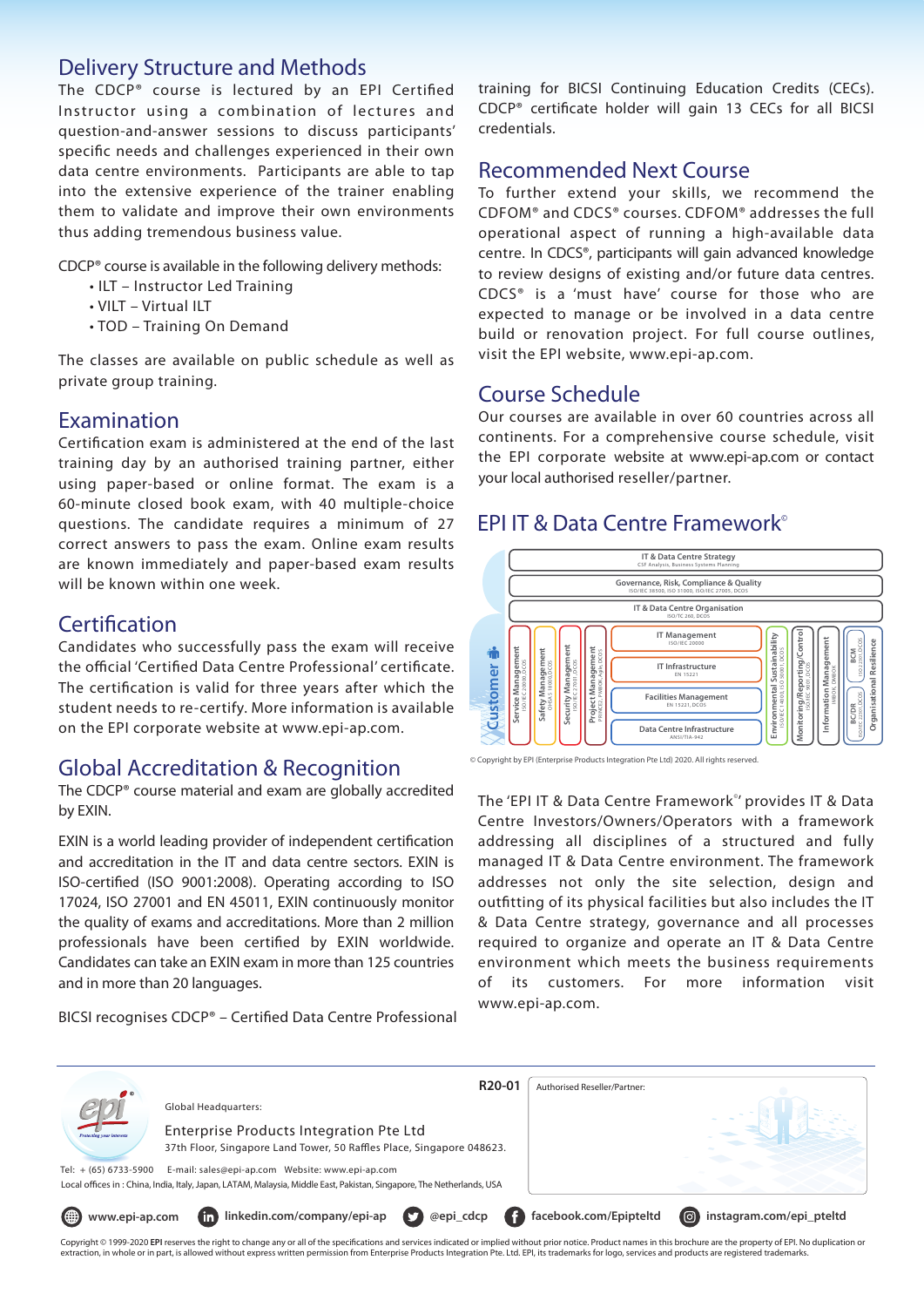## Delivery Structure and Methods

The CDCP® course is lectured by an EPI Certified Instructor using a combination of lectures and question-and-answer sessions to discuss participants' specific needs and challenges experienced in their own data centre environments. Participants are able to tap into the extensive experience of the trainer enabling them to validate and improve their own environments thus adding tremendous business value.

CDCP® course is available in the following delivery methods:

- ILT – Instructor Led Training
- VILT – Virtual ILT
- TOD – Training On Demand

The classes are available on public schedule as well as private group training.

## Examination

Certification exam is administered at the end of the last training day by an authorised training partner, either using paper-based or online format. The exam is a 60-minute closed book exam, with 40 multiple-choice questions. The candidate requires a minimum of 27 correct answers to pass the exam. Online exam results are known immediately and paper-based exam results will be known within one week.

## Certification

Candidates who successfully pass the exam will receive the official 'Certified Data Centre Professional' certificate. The certification is valid for three years after which the student needs to re-certify. More information is available on the EPI corporate website at www.epi-ap.com.

## Global Accreditation & Recognition

The CDCP® course material and exam are globally accredited by EXIN.

EXIN is a world leading provider of independent certification and accreditation in the IT and data centre sectors. EXIN is ISO-certified (ISO 9001:2008). Operating according to ISO 17024, ISO 27001 and EN 45011, EXIN continuously monitor the quality of exams and accreditations. More than 2 million professionals have been certified by EXIN worldwide. Candidates can take an EXIN exam in more than 125 countries and in more than 20 languages.

BICSI recognises CDCP® – Certified Data Centre Professional training for BICSI Continuing Education Credits (CECs). CDCP® certificate holder will gain 13 CECs for all BICSI credentials.

## Recommended Next Course

To further extend your skills, we recommend the CDFOM® and CDCS® courses. CDFOM® addresses the full operational aspect of running a high-available data centre. In CDCS®, participants will gain advanced knowledge to review designs of existing and/or future data centres. CDCS® is a 'must have' course for those who are expected to manage or be involved in a data centre build or renovation project. For full course outlines, visit the EPI website, www.epi-ap.com.

## Course Schedule

Our courses are available in over 60 countries across all continents. For a comprehensive course schedule, visit the EPI corporate website at www.epi-ap.com or contact your local authorised reseller/partner.

## EPI IT & Data Centre Framework®

- IT & Data Centre Strategy (CSF Analysis, Business Systems Planning)
- Governance, Risk, Compliance & Quality (ISO/IEC 38500, ISO 31000, ISO/IEC 27005, DCOS)
- IT & Data Centre Organisation (ISO/TC 260, DCOS)
- Customer
- Service Management (ISO/IEC 20000, DCOS)
- Safety Management (OHSAS 18000, DCOS)
- Security Management (ISO/IEC 27000, DCOS)
- Project Management (PRINCE2, PMBOK, Agile, DCOS)
- IT Management (ISO/IEC 20000)
- IT Infrastructure (EN 15221)
- Facilities Management (EN 15221, DCOS)
- Data Centre Infrastructure (ANSI/TIA-942)
- Environmental Sustainability (ISO/IEC 14000, ISO 50001, DCOS)
- Monitoring/Reporting/Control (ISO/IEC 9001, DCOS)
- Information Management (PMBOK, DMBOK)
- BCM (ISO 22301, DCOS)
- BC/DR (ISO/IEC 22301, DCOS)
- Organisational Resilience

© Copyright by EPI (Enterprise Products Integration Pte Ltd) 2020. All rights reserved.

The 'EPI IT & Data Centre Framework®' provides IT & Data Centre Investors/Owners/Operators with a framework addressing all disciplines of a structured and fully managed IT & Data Centre environment. The framework addresses not only the site selection, design and outfitting of its physical facilities but also includes the IT & Data Centre strategy, governance and all processes required to organize and operate an IT & Data Centre environment which meets the business requirements of its customers. For more information visit www.epi-ap.com.

---

R20-01

Global Headquarters:

Enterprise Products Integration Pte Ltd
37th Floor, Singapore Land Tower, 50 Raffles Place, Singapore 048623.

Tel: + (65) 6733-5900 E-mail: sales@epi-ap.com Website: www.epi-ap.com

Local offices in : China, India, Italy, Japan, LATAM, Malaysia, Middle East, Pakistan, Singapore, The Netherlands, USA

Authorised Reseller/Partner:

www.epi-ap.com | linkedin.com/company/epi-ap | @epi_cdcp | facebook.com/Epipteltd | instagram.com/epi_pteltd

Copyright © 1999-2020 EPI reserves the right to change any or all of the specifications and services indicated or implied without prior notice. Product names in this brochure are the property of EPI. No duplication or extraction, in whole or in part, is allowed without express written permission from Enterprise Products Integration Pte. Ltd. EPI, its trademarks for logo, services and products are registered trademarks.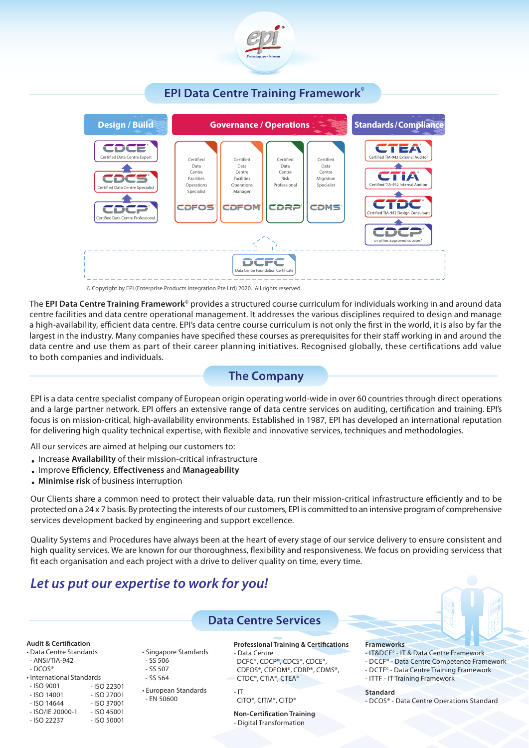# EPI Data Centre Training Framework®

**Design / Build**

CDCE® Certified Data Centre Expert

CDCS® Certified Data Centre Specialist

CDCP® Certified Data Centre Professional

**Governance / Operations**

Certified Data Centre Facilities Operations Specialist — CDFOS®

Certified Data Centre Facilities Operations Manager — CDFOM®

Certified Data Centre Risk Professional — CDRP®

Certified Data Centre Migration Specialist — CDMS®

**Standards / Compliance**

CTEA® Certified TIA-942 External Auditor

CTIA® Certified TIA-942 Internal Auditor

CTDC® Certified TIA-942 Design Consultant

CDCP® or other approved courses*

DCFC Data Centre Foundation Certificate

© Copyright by EPI (Enterprise Products Integration Pte Ltd) 2020. All rights reserved.

The **EPI Data Centre Training Framework**® provides a structured course curriculum for individuals working in and around data centre facilities and data centre operational management. It addresses the various disciplines required to design and manage a high-availability, efficient data centre. EPI's data centre course curriculum is not only the first in the world, it is also by far the largest in the industry. Many companies have specified these courses as prerequisites for their staff working in and around the data centre and use them as part of their career planning initiatives. Recognised globally, these certifications add value to both companies and individuals.

## The Company

EPI is a data centre specialist company of European origin operating world-wide in over 60 countries through direct operations and a large partner network. EPI offers an extensive range of data centre services on auditing, certification and training. EPI's focus is on mission-critical, high-availability environments. Established in 1987, EPI has developed an international reputation for delivering high quality technical expertise, with flexible and innovative services, techniques and methodologies.

All our services are aimed at helping our customers to:

- Increase **Availability** of their mission-critical infrastructure
- Improve **Efficiency**, **Effectiveness** and **Manageability**
- **Minimise risk** of business interruption

Our Clients share a common need to protect their valuable data, run their mission-critical infrastructure efficiently and to be protected on a 24 x 7 basis. By protecting the interests of our customers, EPI is committed to an intensive program of comprehensive services development backed by engineering and support excellence.

Quality Systems and Procedures have always been at the heart of every stage of our service delivery to ensure consistent and high quality services. We are known for our thoroughness, flexibility and responsiveness. We focus on providing servicess that fit each organisation and each project with a drive to deliver quality on time, every time.

*Let us put our expertise to work for you!*

## Data Centre Services

**Audit & Certification**

- Data Centre Standards
  - ANSI/TIA-942
  - DCOS®
- International Standards
  - ISO 9001
  - ISO 14001
  - ISO 14644
  - ISO/IE 20000-1
  - ISO 22237
  - ISO 22301
  - ISO 27001
  - ISO 37001
  - ISO 45001
  - ISO 50001
- Singapore Standards
  - SS 506
  - SS 507
  - SS 564
- European Standards
  - EN 50600

**Professional Training & Certifications**

- Data Centre
  DCFC®, CDCP®, CDCS®, CDCE®, CDFOS®, CDFOM®, CDRP®, CDMS®, CTDC®, CTIA®, CTEA®
- IT
  CITO®, CITM®, CITD®

**Non-Certification Training**

- Digital Transformation

**Frameworks**

- IT&DCF® - IT & Data Centre Framework
- DCCF® - Data Centre Competence Framework
- DCTF® - Data Centre Training Framework
- ITTF - IT Training Framework

**Standard**

- DCOS® - Data Centre Operations Standard